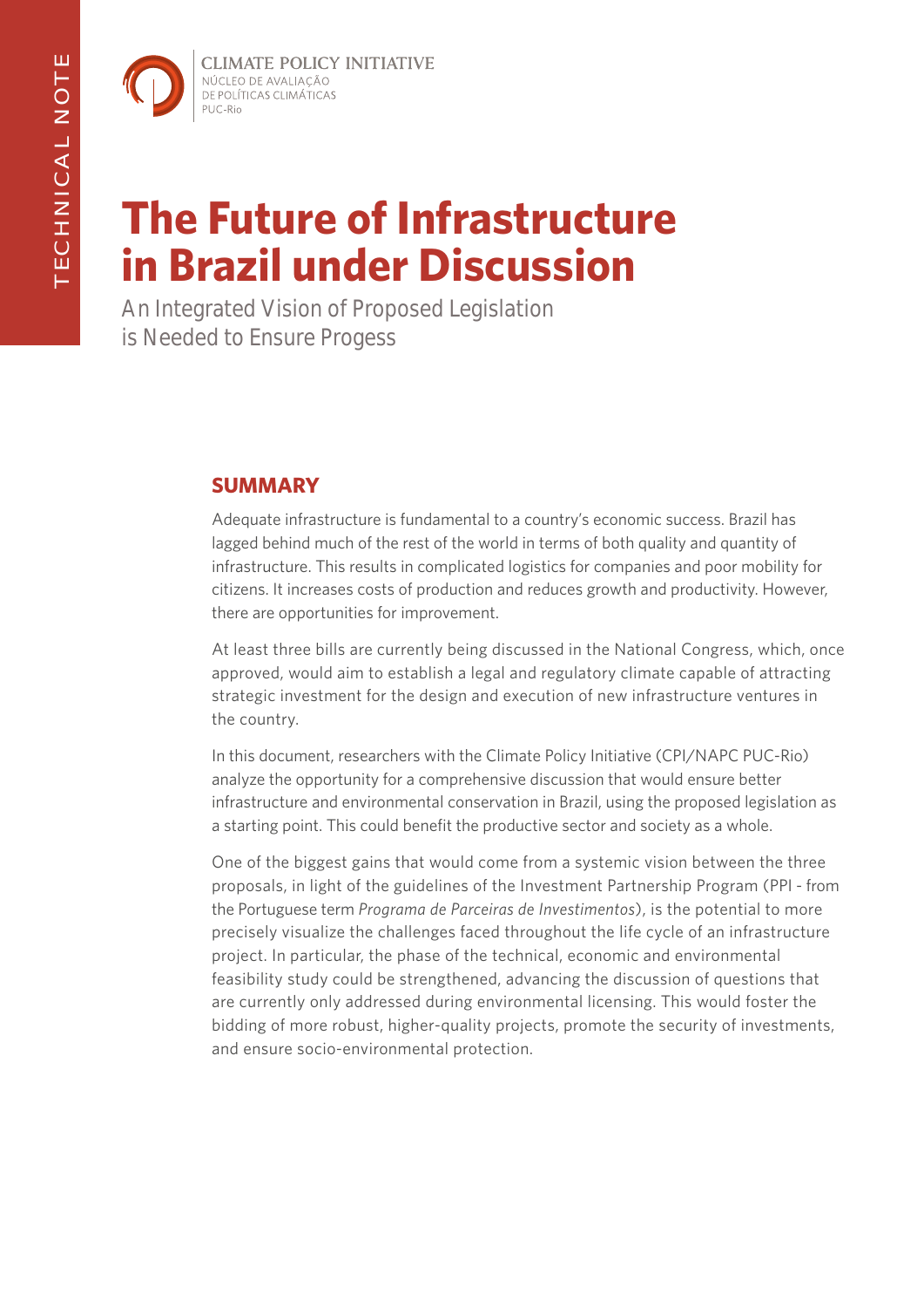TECHNICAL NOTE

CLIMATE POLICY INITIATIVE
NÚCLEO DE AVALIAÇÃO
DE POLÍTICAS CLIMÁTICAS
PUC-Rio

# The Future of Infrastructure in Brazil under Discussion

An Integrated Vision of Proposed Legislation is Needed to Ensure Progess

## SUMMARY

Adequate infrastructure is fundamental to a country's economic success. Brazil has lagged behind much of the rest of the world in terms of both quality and quantity of infrastructure. This results in complicated logistics for companies and poor mobility for citizens. It increases costs of production and reduces growth and productivity. However, there are opportunities for improvement.

At least three bills are currently being discussed in the National Congress, which, once approved, would aim to establish a legal and regulatory climate capable of attracting strategic investment for the design and execution of new infrastructure ventures in the country.

In this document, researchers with the Climate Policy Initiative (CPI/NAPC PUC-Rio) analyze the opportunity for a comprehensive discussion that would ensure better infrastructure and environmental conservation in Brazil, using the proposed legislation as a starting point. This could benefit the productive sector and society as a whole.

One of the biggest gains that would come from a systemic vision between the three proposals, in light of the guidelines of the Investment Partnership Program (PPI - from the Portuguese term *Programa de Parceiras de Investimentos*), is the potential to more precisely visualize the challenges faced throughout the life cycle of an infrastructure project. In particular, the phase of the technical, economic and environmental feasibility study could be strengthened, advancing the discussion of questions that are currently only addressed during environmental licensing. This would foster the bidding of more robust, higher-quality projects, promote the security of investments, and ensure socio-environmental protection.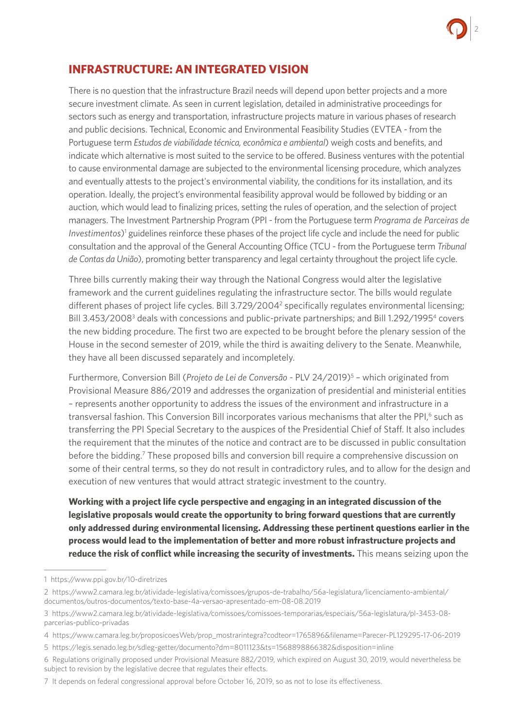## INFRASTRUCTURE: AN INTEGRATED VISION

There is no question that the infrastructure Brazil needs will depend upon better projects and a more secure investment climate. As seen in current legislation, detailed in administrative proceedings for sectors such as energy and transportation, infrastructure projects mature in various phases of research and public decisions. Technical, Economic and Environmental Feasibility Studies (EVTEA - from the Portuguese term *Estudos de viabilidade técnica, econômica e ambiental*) weigh costs and benefits, and indicate which alternative is most suited to the service to be offered. Business ventures with the potential to cause environmental damage are subjected to the environmental licensing procedure, which analyzes and eventually attests to the project's environmental viability, the conditions for its installation, and its operation. Ideally, the project's environmental feasibility approval would be followed by bidding or an auction, which would lead to finalizing prices, setting the rules of operation, and the selection of project managers. The Investment Partnership Program (PPI - from the Portuguese term *Programa de Parceiras de Investimentos*)[1] guidelines reinforce these phases of the project life cycle and include the need for public consultation and the approval of the General Accounting Office (TCU - from the Portuguese term *Tribunal de Contas da União*), promoting better transparency and legal certainty throughout the project life cycle.

Three bills currently making their way through the National Congress would alter the legislative framework and the current guidelines regulating the infrastructure sector. The bills would regulate different phases of project life cycles. Bill 3.729/2004[2] specifically regulates environmental licensing; Bill 3.453/2008[3] deals with concessions and public-private partnerships; and Bill 1.292/1995[4] covers the new bidding procedure. The first two are expected to be brought before the plenary session of the House in the second semester of 2019, while the third is awaiting delivery to the Senate. Meanwhile, they have all been discussed separately and incompletely.

Furthermore, Conversion Bill (*Projeto de Lei de Conversão* - PLV 24/2019)[5] – which originated from Provisional Measure 886/2019 and addresses the organization of presidential and ministerial entities – represents another opportunity to address the issues of the environment and infrastructure in a transversal fashion. This Conversion Bill incorporates various mechanisms that alter the PPI,[6] such as transferring the PPI Special Secretary to the auspices of the Presidential Chief of Staff. It also includes the requirement that the minutes of the notice and contract are to be discussed in public consultation before the bidding.[7] These proposed bills and conversion bill require a comprehensive discussion on some of their central terms, so they do not result in contradictory rules, and to allow for the design and execution of new ventures that would attract strategic investment to the country.

**Working with a project life cycle perspective and engaging in an integrated discussion of the legislative proposals would create the opportunity to bring forward questions that are currently only addressed during environmental licensing. Addressing these pertinent questions earlier in the process would lead to the implementation of better and more robust infrastructure projects and reduce the risk of conflict while increasing the security of investments.** This means seizing upon the

---

1 https://www.ppi.gov.br/10-diretrizes

2 https://www2.camara.leg.br/atividade-legislativa/comissoes/grupos-de-trabalho/56a-legislatura/licenciamento-ambiental/documentos/outros-documentos/texto-base-4a-versao-apresentado-em-08-08.2019

3 https://www2.camara.leg.br/atividade-legislativa/comissoes/comissoes-temporarias/especiais/56a-legislatura/pl-3453-08-parcerias-publico-privadas

4 https://www.camara.leg.br/proposicoesWeb/prop_mostrarintegra?codteor=1765896&filename=Parecer-PL129295-17-06-2019

5 https://legis.senado.leg.br/sdleg-getter/documento?dm=8011123&ts=1568898866382&disposition=inline

6 Regulations originally proposed under Provisional Measure 882/2019, which expired on August 30, 2019, would nevertheless be subject to revision by the legislative decree that regulates their effects.

7 It depends on federal congressional approval before October 16, 2019, so as not to lose its effectiveness.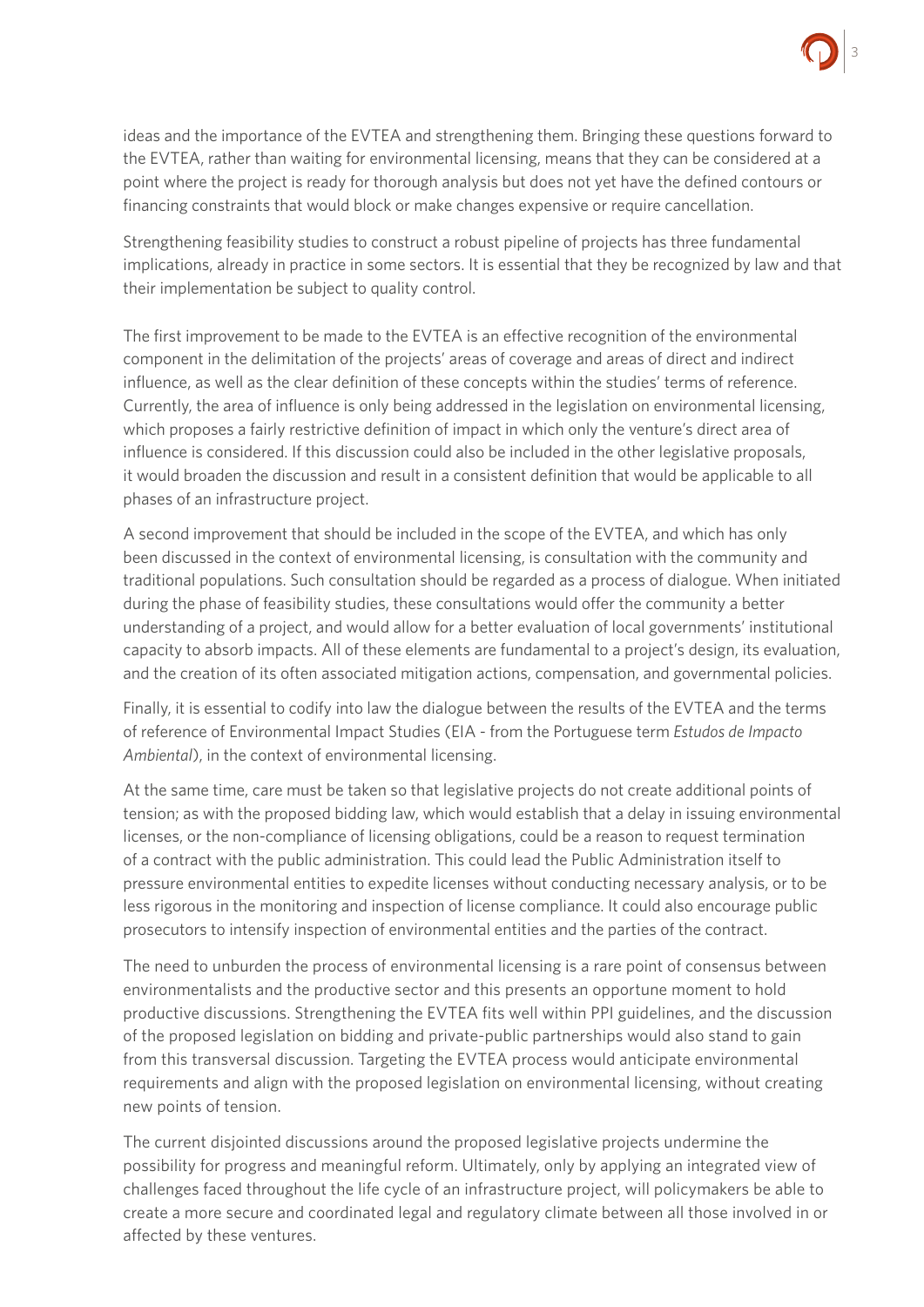ideas and the importance of the EVTEA and strengthening them. Bringing these questions forward to the EVTEA, rather than waiting for environmental licensing, means that they can be considered at a point where the project is ready for thorough analysis but does not yet have the defined contours or financing constraints that would block or make changes expensive or require cancellation.

Strengthening feasibility studies to construct a robust pipeline of projects has three fundamental implications, already in practice in some sectors. It is essential that they be recognized by law and that their implementation be subject to quality control.

The first improvement to be made to the EVTEA is an effective recognition of the environmental component in the delimitation of the projects' areas of coverage and areas of direct and indirect influence, as well as the clear definition of these concepts within the studies' terms of reference. Currently, the area of influence is only being addressed in the legislation on environmental licensing, which proposes a fairly restrictive definition of impact in which only the venture's direct area of influence is considered. If this discussion could also be included in the other legislative proposals, it would broaden the discussion and result in a consistent definition that would be applicable to all phases of an infrastructure project.

A second improvement that should be included in the scope of the EVTEA, and which has only been discussed in the context of environmental licensing, is consultation with the community and traditional populations. Such consultation should be regarded as a process of dialogue. When initiated during the phase of feasibility studies, these consultations would offer the community a better understanding of a project, and would allow for a better evaluation of local governments' institutional capacity to absorb impacts. All of these elements are fundamental to a project's design, its evaluation, and the creation of its often associated mitigation actions, compensation, and governmental policies.

Finally, it is essential to codify into law the dialogue between the results of the EVTEA and the terms of reference of Environmental Impact Studies (EIA - from the Portuguese term *Estudos de Impacto Ambiental*), in the context of environmental licensing.

At the same time, care must be taken so that legislative projects do not create additional points of tension; as with the proposed bidding law, which would establish that a delay in issuing environmental licenses, or the non-compliance of licensing obligations, could be a reason to request termination of a contract with the public administration. This could lead the Public Administration itself to pressure environmental entities to expedite licenses without conducting necessary analysis, or to be less rigorous in the monitoring and inspection of license compliance. It could also encourage public prosecutors to intensify inspection of environmental entities and the parties of the contract.

The need to unburden the process of environmental licensing is a rare point of consensus between environmentalists and the productive sector and this presents an opportune moment to hold productive discussions. Strengthening the EVTEA fits well within PPI guidelines, and the discussion of the proposed legislation on bidding and private-public partnerships would also stand to gain from this transversal discussion. Targeting the EVTEA process would anticipate environmental requirements and align with the proposed legislation on environmental licensing, without creating new points of tension.

The current disjointed discussions around the proposed legislative projects undermine the possibility for progress and meaningful reform. Ultimately, only by applying an integrated view of challenges faced throughout the life cycle of an infrastructure project, will policymakers be able to create a more secure and coordinated legal and regulatory climate between all those involved in or affected by these ventures.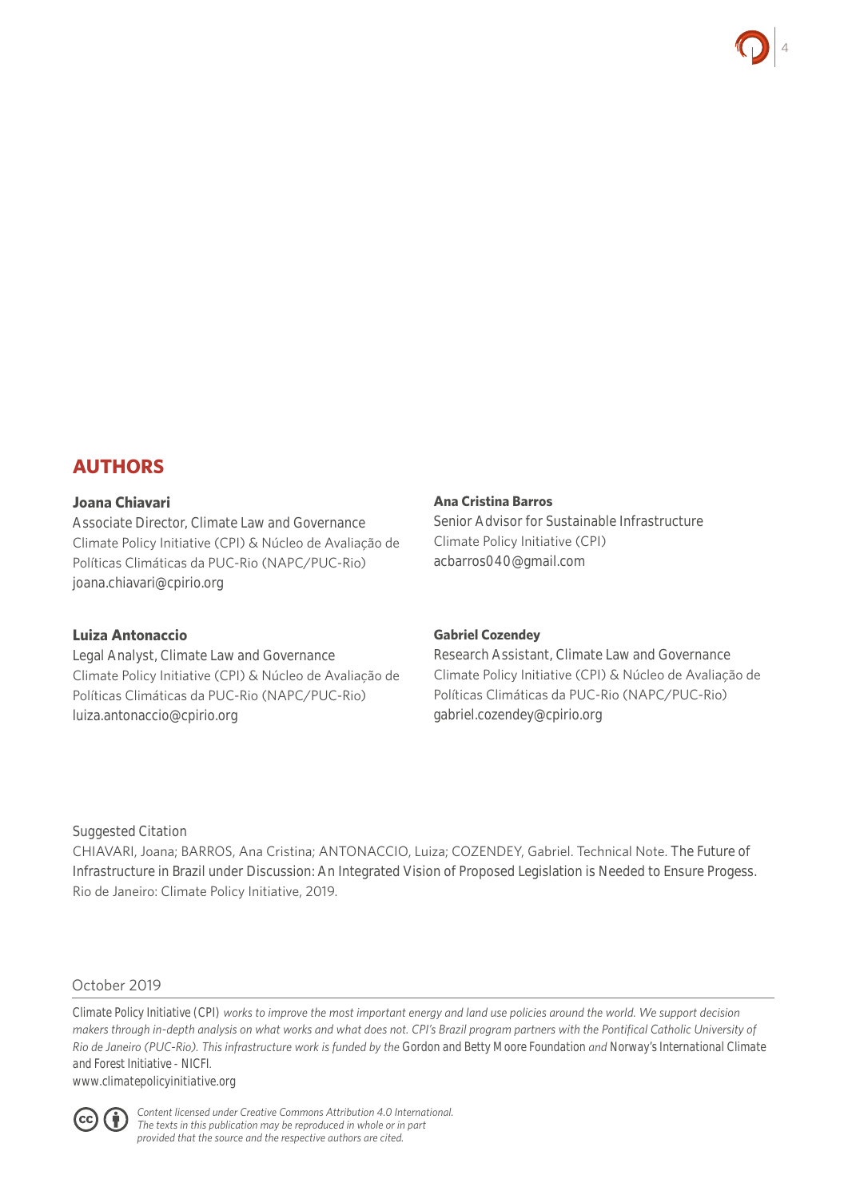## AUTHORS

**Joana Chiavari**
Associate Director, Climate Law and Governance
Climate Policy Initiative (CPI) & Núcleo de Avaliação de Políticas Climáticas da PUC-Rio (NAPC/PUC-Rio)
joana.chiavari@cpirio.org

**Ana Cristina Barros**
Senior Advisor for Sustainable Infrastructure
Climate Policy Initiative (CPI)
acbarros040@gmail.com

**Luiza Antonaccio**
Legal Analyst, Climate Law and Governance
Climate Policy Initiative (CPI) & Núcleo de Avaliação de Políticas Climáticas da PUC-Rio (NAPC/PUC-Rio)
luiza.antonaccio@cpirio.org

**Gabriel Cozendey**
Research Assistant, Climate Law and Governance
Climate Policy Initiative (CPI) & Núcleo de Avaliação de Políticas Climáticas da PUC-Rio (NAPC/PUC-Rio)
gabriel.cozendey@cpirio.org

Suggested Citation
CHIAVARI, Joana; BARROS, Ana Cristina; ANTONACCIO, Luiza; COZENDEY, Gabriel. Technical Note. The Future of Infrastructure in Brazil under Discussion: An Integrated Vision of Proposed Legislation is Needed to Ensure Progess. Rio de Janeiro: Climate Policy Initiative, 2019.

October 2019

Climate Policy Initiative (CPI) *works to improve the most important energy and land use policies around the world. We support decision makers through in-depth analysis on what works and what does not. CPI's Brazil program partners with the Pontifical Catholic University of Rio de Janeiro (PUC-Rio). This infrastructure work is funded by the* Gordon and Betty Moore Foundation *and* Norway's International Climate and Forest Initiative - NICFI.
www.climatepolicyinitiative.org

*Content licensed under Creative Commons Attribution 4.0 International. The texts in this publication may be reproduced in whole or in part provided that the source and the respective authors are cited.*